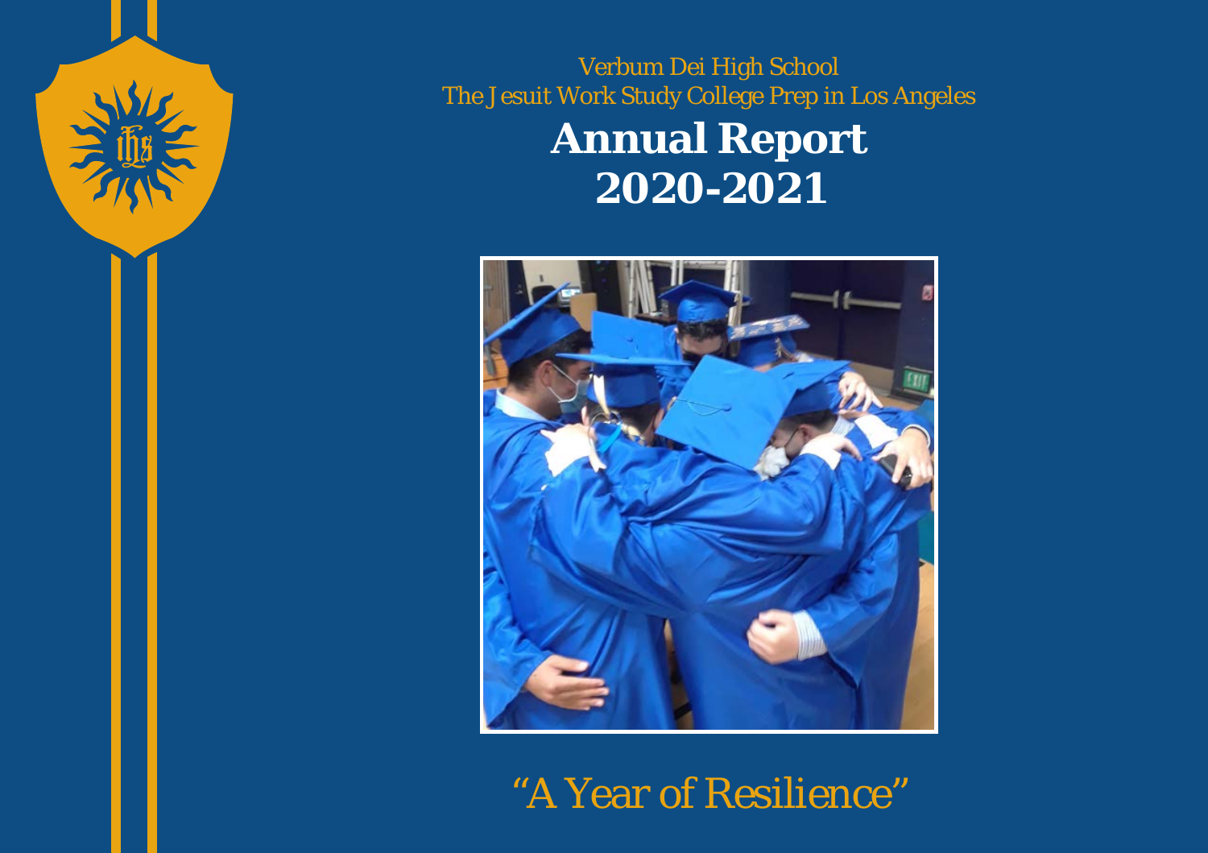Verbum Dei High School
The Jesuit Work Study College Prep in Los Angeles

# Annual Report 2020-2021

*"A Year of Resilience"*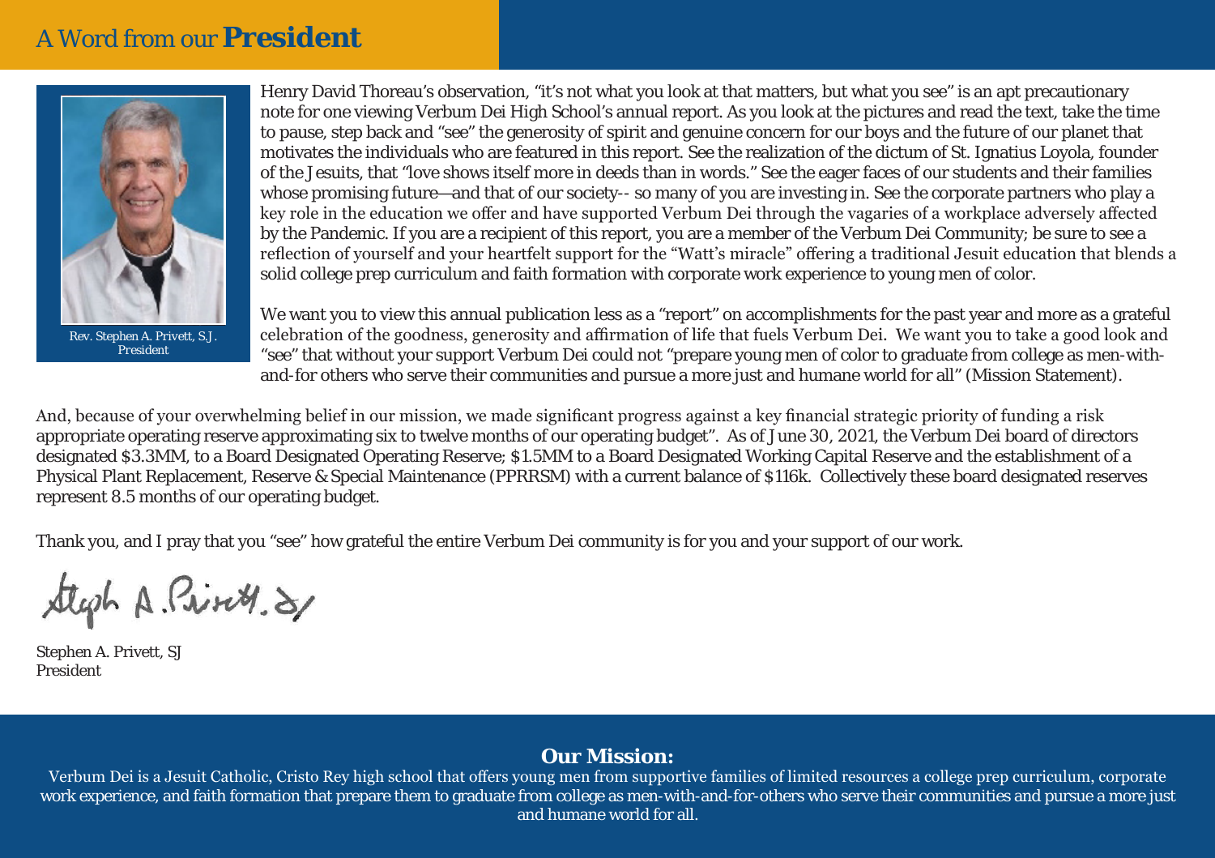# A Word from our **President**

Rev. Stephen A. Privett, S.J.
President

Henry David Thoreau's observation, "it's not what you look at that matters, but what you see" is an apt precautionary note for one viewing Verbum Dei High School's annual report. As you look at the pictures and read the text, take the time to pause, step back and "see" the generosity of spirit and genuine concern for our boys and the future of our planet that motivates the individuals who are featured in this report. See the realization of the dictum of St. Ignatius Loyola, founder of the Jesuits, that "love shows itself more in deeds than in words." See the eager faces of our students and their families whose promising future—and that of our society-- so many of you are investing in. See the corporate partners who play a key role in the education we offer and have supported Verbum Dei through the vagaries of a workplace adversely affected by the Pandemic. If you are a recipient of this report, you are a member of the Verbum Dei Community; be sure to see a reflection of yourself and your heartfelt support for the "Watt's miracle" offering a traditional Jesuit education that blends a solid college prep curriculum and faith formation with corporate work experience to young men of color.

We want you to view this annual publication less as a "report" on accomplishments for the past year and more as a grateful celebration of the goodness, generosity and affirmation of life that fuels Verbum Dei. We want you to take a good look and "see" that without your support Verbum Dei could not "prepare young men of color to graduate from college as men-with-and-for others who serve their communities and pursue a more just and humane world for all" (Mission Statement).

And, because of your overwhelming belief in our mission, we made significant progress against a key financial strategic priority of funding a risk appropriate operating reserve approximating six to twelve months of our operating budget". As of June 30, 2021, the Verbum Dei board of directors designated $3.3MM, to a Board Designated Operating Reserve; $1.5MM to a Board Designated Working Capital Reserve and the establishment of a Physical Plant Replacement, Reserve & Special Maintenance (PPRRSM) with a current balance of $116k. Collectively these board designated reserves represent 8.5 months of our operating budget.

Thank you, and I pray that you "see" how grateful the entire Verbum Dei community is for you and your support of our work.

Stephen A. Privett, SJ
President

**Our Mission:**

Verbum Dei is a Jesuit Catholic, Cristo Rey high school that offers young men from supportive families of limited resources a college prep curriculum, corporate work experience, and faith formation that prepare them to graduate from college as men-with-and-for-others who serve their communities and pursue a more just and humane world for all.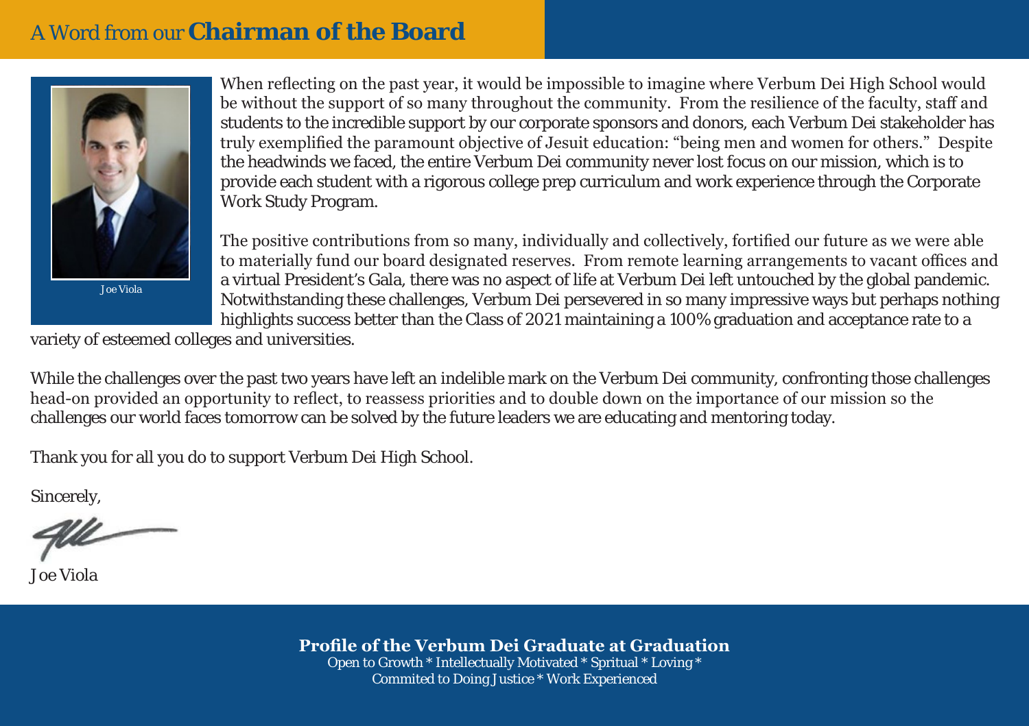# A Word from our **Chairman of the Board**

Joe Viola

When reflecting on the past year, it would be impossible to imagine where Verbum Dei High School would be without the support of so many throughout the community. From the resilience of the faculty, staff and students to the incredible support by our corporate sponsors and donors, each Verbum Dei stakeholder has truly exemplified the paramount objective of Jesuit education: "being men and women for others." Despite the headwinds we faced, the entire Verbum Dei community never lost focus on our mission, which is to provide each student with a rigorous college prep curriculum and work experience through the Corporate Work Study Program.

The positive contributions from so many, individually and collectively, fortified our future as we were able to materially fund our board designated reserves. From remote learning arrangements to vacant offices and a virtual President's Gala, there was no aspect of life at Verbum Dei left untouched by the global pandemic. Notwithstanding these challenges, Verbum Dei persevered in so many impressive ways but perhaps nothing highlights success better than the Class of 2021 maintaining a 100% graduation and acceptance rate to a variety of esteemed colleges and universities.

While the challenges over the past two years have left an indelible mark on the Verbum Dei community, confronting those challenges head-on provided an opportunity to reflect, to reassess priorities and to double down on the importance of our mission so the challenges our world faces tomorrow can be solved by the future leaders we are educating and mentoring today.

Thank you for all you do to support Verbum Dei High School.

Sincerely,

Joe Viola

**Profile of the Verbum Dei Graduate at Graduation**

Open to Growth * Intellectually Motivated * Spritual * Loving * Commited to Doing Justice * Work Experienced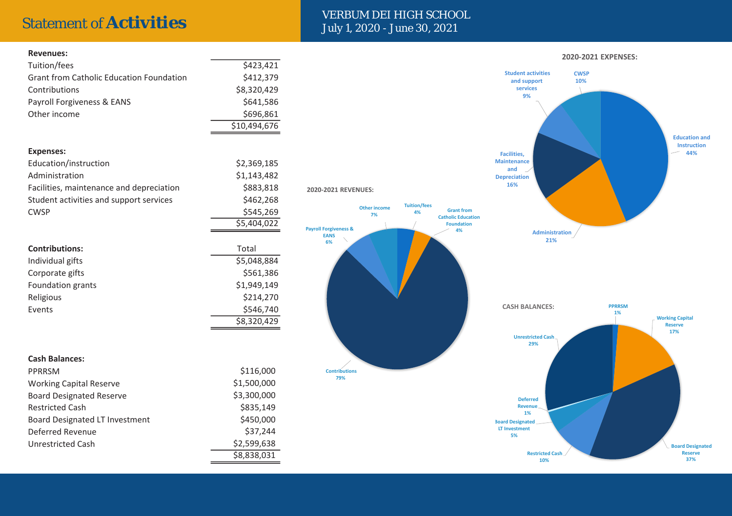# Statement of **Activities**

VERBUM DEI HIGH SCHOOL
July 1, 2020 - June 30, 2021

| **Revenues:** | |
|---|---|
| Tuition/fees | $423,421 |
| Grant from Catholic Education Foundation | $412,379 |
| Contributions | $8,320,429 |
| Payroll Forgiveness & EANS | $641,586 |
| Other income | $696,861 |
| | $10,494,676 |

| **Expenses:** | |
|---|---|
| Education/instruction | $2,369,185 |
| Administration | $1,143,482 |
| Facilities, maintenance and depreciation | $883,818 |
| Student activities and support services | $462,268 |
| CWSP | $545,269 |
| | $5,404,022 |

| **Contributions:** | Total |
|---|---|
| Individual gifts | $5,048,884 |
| Corporate gifts | $561,386 |
| Foundation grants | $1,949,149 |
| Religious | $214,270 |
| Events | $546,740 |
| | $8,320,429 |

| **Cash Balances:** | |
|---|---|
| PPRRSM | $116,000 |
| Working Capital Reserve | $1,500,000 |
| Board Designated Reserve | $3,300,000 |
| Restricted Cash | $835,149 |
| Board Designated LT Investment | $450,000 |
| Deferred Revenue | $37,244 |
| Unrestricted Cash | $2,599,638 |
| | $8,838,031 |

**2020-2021 REVENUES:**

- Contributions 79%
- Other income 7%
- Payroll Forgiveness & EANS 6%
- Tuition/fees 4%
- Grant from Catholic Education Foundation 4%

**2020-2021 EXPENSES:**

- Education and Instruction 44%
- Administration 21%
- Facilities, Maintenance and Depreciation 16%
- CWSP 10%
- Student activities and support services 9%

**CASH BALANCES:**

- Board Designated Reserve 37%
- Unrestricted Cash 29%
- Working Capital Reserve 17%
- Restricted Cash 10%
- Board Designated LT Investment 5%
- PPRRSM 1%
- Deferred Revenue 1%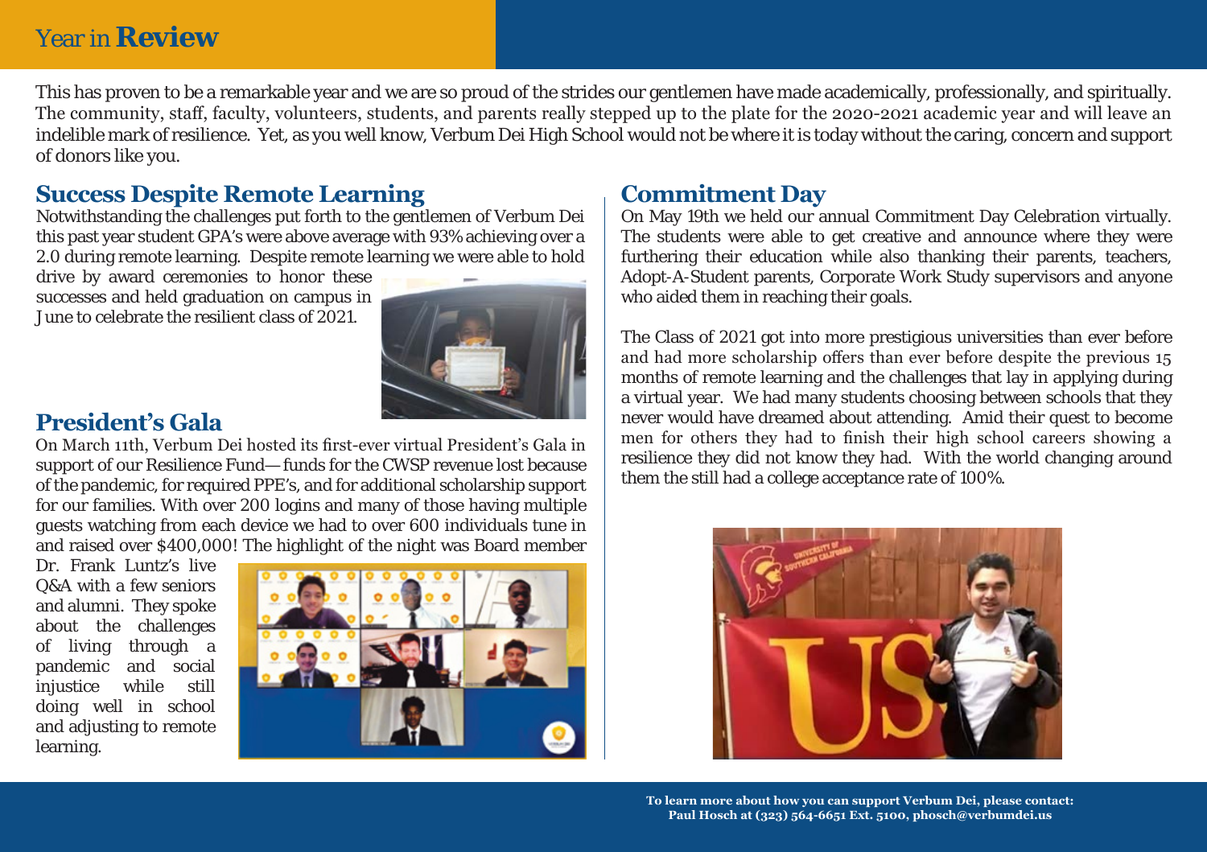# Year in **Review**

This has proven to be a remarkable year and we are so proud of the strides our gentlemen have made academically, professionally, and spiritually. The community, staff, faculty, volunteers, students, and parents really stepped up to the plate for the 2020-2021 academic year and will leave an indelible mark of resilience. Yet, as you well know, Verbum Dei High School would not be where it is today without the caring, concern and support of donors like you.

## Success Despite Remote Learning

Notwithstanding the challenges put forth to the gentlemen of Verbum Dei this past year student GPA's were above average with 93% achieving over a 2.0 during remote learning. Despite remote learning we were able to hold drive by award ceremonies to honor these successes and held graduation on campus in June to celebrate the resilient class of 2021.

## President's Gala

On March 11th, Verbum Dei hosted its first-ever virtual President's Gala in support of our Resilience Fund—funds for the CWSP revenue lost because of the pandemic, for required PPE's, and for additional scholarship support for our families. With over 200 logins and many of those having multiple guests watching from each device we had to over 600 individuals tune in and raised over $400,000! The highlight of the night was Board member Dr. Frank Luntz's live Q&A with a few seniors and alumni. They spoke about the challenges of living through a pandemic and social injustice while still doing well in school and adjusting to remote learning.

## Commitment Day

On May 19th we held our annual Commitment Day Celebration virtually. The students were able to get creative and announce where they were furthering their education while also thanking their parents, teachers, Adopt-A-Student parents, Corporate Work Study supervisors and anyone who aided them in reaching their goals.

The Class of 2021 got into more prestigious universities than ever before and had more scholarship offers than ever before despite the previous 15 months of remote learning and the challenges that lay in applying during a virtual year. We had many students choosing between schools that they never would have dreamed about attending. Amid their quest to become men for others they had to finish their high school careers showing a resilience they did not know they had. With the world changing around them the still had a college acceptance rate of 100%.

**To learn more about how you can support Verbum Dei, please contact:**
**Paul Hosch at (323) 564-6651 Ext. 5100, phosch@verbumdei.us**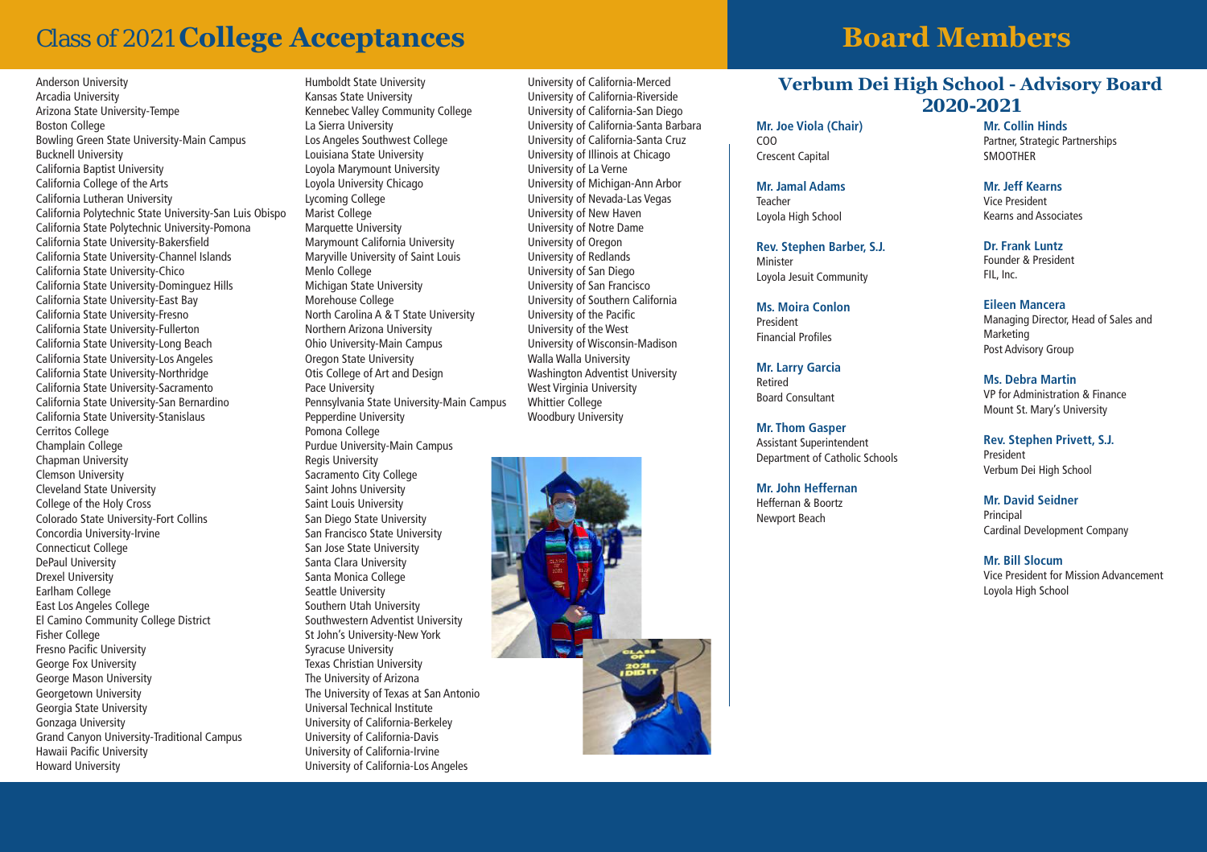# Class of 2021 **College Acceptances**

Anderson University
Arcadia University
Arizona State University-Tempe
Boston College
Bowling Green State University-Main Campus
Bucknell University
California Baptist University
California College of the Arts
California Lutheran University
California Polytechnic State University-San Luis Obispo
California State Polytechnic University-Pomona
California State University-Bakersfield
California State University-Channel Islands
California State University-Chico
California State University-Dominguez Hills
California State University-East Bay
California State University-Fresno
California State University-Fullerton
California State University-Long Beach
California State University-Los Angeles
California State University-Northridge
California State University-Sacramento
California State University-San Bernardino
California State University-Stanislaus
Cerritos College
Champlain College
Chapman University
Clemson University
Cleveland State University
College of the Holy Cross
Colorado State University-Fort Collins
Concordia University-Irvine
Connecticut College
DePaul University
Drexel University
Earlham College
East Los Angeles College
El Camino Community College District
Fisher College
Fresno Pacific University
George Fox University
George Mason University
Georgetown University
Georgia State University
Gonzaga University
Grand Canyon University-Traditional Campus
Hawaii Pacific University
Howard University
Humboldt State University
Kansas State University
Kennebec Valley Community College
La Sierra University
Los Angeles Southwest College
Louisiana State University
Loyola Marymount University
Loyola University Chicago
Lycoming College
Marist College
Marquette University
Marymount California University
Maryville University of Saint Louis
Menlo College
Michigan State University
Morehouse College
North Carolina A & T State University
Northern Arizona University
Ohio University-Main Campus
Oregon State University
Otis College of Art and Design
Pace University
Pennsylvania State University-Main Campus
Pepperdine University
Pomona College
Purdue University-Main Campus
Regis University
Sacramento City College
Saint Johns University
Saint Louis University
San Diego State University
San Francisco State University
San Jose State University
Santa Clara University
Santa Monica College
Seattle University
Southern Utah University
Southwestern Adventist University
St John's University-New York
Syracuse University
Texas Christian University
The University of Arizona
The University of Texas at San Antonio
Universal Technical Institute
University of California-Berkeley
University of California-Davis
University of California-Irvine
University of California-Los Angeles
University of California-Merced
University of California-Riverside
University of California-San Diego
University of California-Santa Barbara
University of California-Santa Cruz
University of Illinois at Chicago
University of La Verne
University of Michigan-Ann Arbor
University of Nevada-Las Vegas
University of New Haven
University of Notre Dame
University of Oregon
University of Redlands
University of San Diego
University of San Francisco
University of Southern California
University of the Pacific
University of the West
University of Wisconsin-Madison
Walla Walla University
Washington Adventist University
West Virginia University
Whittier College
Woodbury University

# Board Members

## Verbum Dei High School - Advisory Board 2020-2021

**Mr. Joe Viola (Chair)**
COO
Crescent Capital

**Mr. Jamal Adams**
Teacher
Loyola High School

**Rev. Stephen Barber, S.J.**
Minister
Loyola Jesuit Community

**Ms. Moira Conlon**
President
Financial Profiles

**Mr. Larry Garcia**
Retired
Board Consultant

**Mr. Thom Gasper**
Assistant Superintendent
Department of Catholic Schools

**Mr. John Heffernan**
Heffernan & Boortz
Newport Beach

**Mr. Collin Hinds**
Partner, Strategic Partnerships
SMOOTHER

**Mr. Jeff Kearns**
Vice President
Kearns and Associates

**Dr. Frank Luntz**
Founder & President
FIL, Inc.

**Eileen Mancera**
Managing Director, Head of Sales and Marketing
Post Advisory Group

**Ms. Debra Martin**
VP for Administration & Finance
Mount St. Mary's University

**Rev. Stephen Privett, S.J.**
President
Verbum Dei High School

**Mr. David Seidner**
Principal
Cardinal Development Company

**Mr. Bill Slocum**
Vice President for Mission Advancement
Loyola High School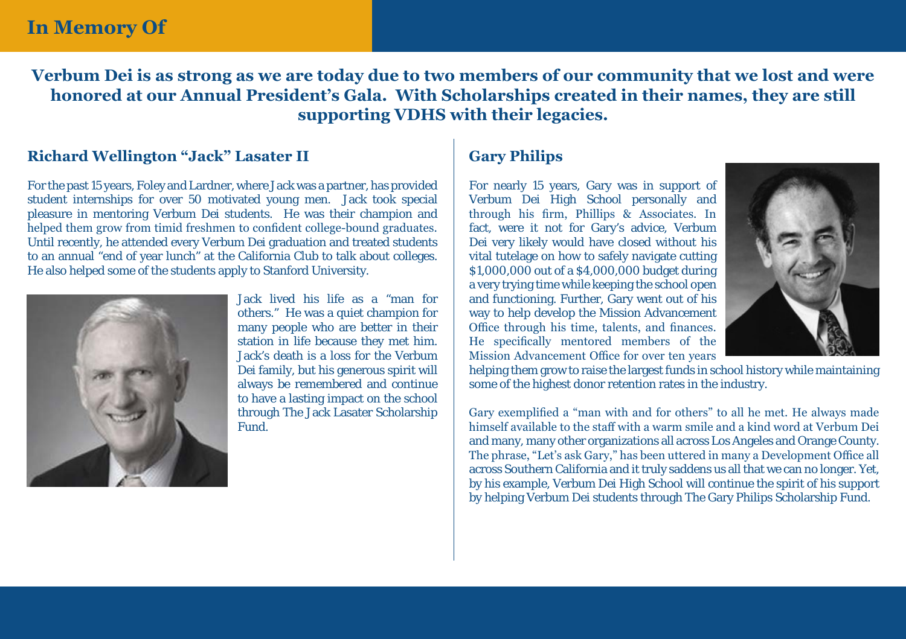# In Memory Of

**Verbum Dei is as strong as we are today due to two members of our community that we lost and were honored at our Annual President's Gala. With Scholarships created in their names, they are still supporting VDHS with their legacies.**

## Richard Wellington "Jack" Lasater II

For the past 15 years, Foley and Lardner, where Jack was a partner, has provided student internships for over 50 motivated young men. Jack took special pleasure in mentoring Verbum Dei students. He was their champion and helped them grow from timid freshmen to confident college-bound graduates. Until recently, he attended every Verbum Dei graduation and treated students to an annual "end of year lunch" at the California Club to talk about colleges. He also helped some of the students apply to Stanford University.

Jack lived his life as a "man for others." He was a quiet champion for many people who are better in their station in life because they met him. Jack's death is a loss for the Verbum Dei family, but his generous spirit will always be remembered and continue to have a lasting impact on the school through The Jack Lasater Scholarship Fund.

## Gary Philips

For nearly 15 years, Gary was in support of Verbum Dei High School personally and through his firm, Phillips & Associates. In fact, were it not for Gary's advice, Verbum Dei very likely would have closed without his vital tutelage on how to safely navigate cutting $1,000,000 out of a $4,000,000 budget during a very trying time while keeping the school open and functioning. Further, Gary went out of his way to help develop the Mission Advancement Office through his time, talents, and finances. He specifically mentored members of the Mission Advancement Office for over ten years helping them grow to raise the largest funds in school history while maintaining some of the highest donor retention rates in the industry.

Gary exemplified a "man with and for others" to all he met. He always made himself available to the staff with a warm smile and a kind word at Verbum Dei and many, many other organizations all across Los Angeles and Orange County. The phrase, "Let's ask Gary," has been uttered in many a Development Office all across Southern California and it truly saddens us all that we can no longer. Yet, by his example, Verbum Dei High School will continue the spirit of his support by helping Verbum Dei students through The Gary Philips Scholarship Fund.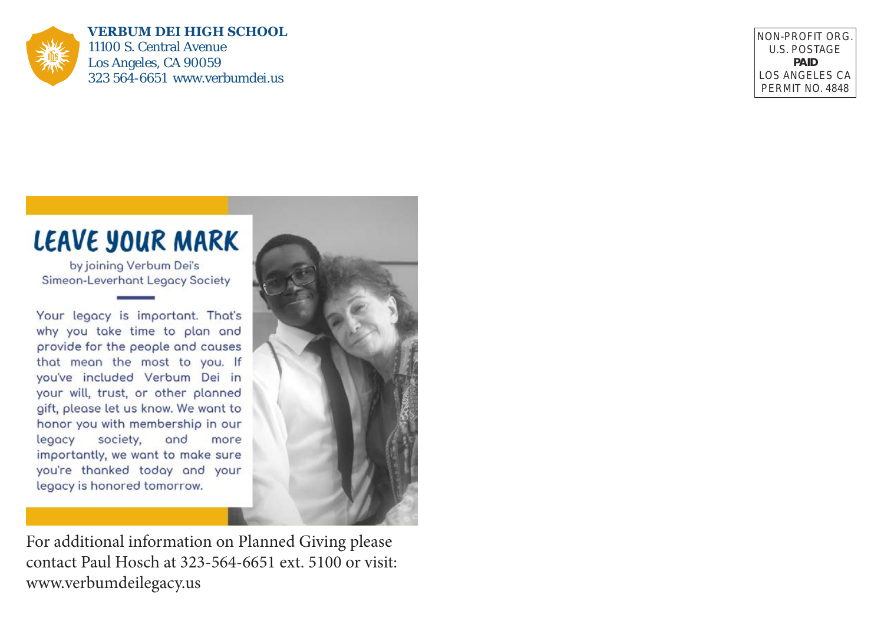**VERBUM DEI HIGH SCHOOL**
11100 S. Central Avenue
Los Angeles, CA 90059
323 564-6651 www.verbumdei.us

NON-PROFIT ORG.
U.S. POSTAGE
**PAID**
LOS ANGELES CA
PERMIT NO. 4848

# LEAVE YOUR MARK

by joining Verbum Dei's
Simeon-Leverhant Legacy Society

Your legacy is important. That's why you take time to plan and provide for the people and causes that mean the most to you. If you've included Verbum Dei in your will, trust, or other planned gift, please let us know. We want to honor you with membership in our legacy society, and more importantly, we want to make sure you're thanked today and your legacy is honored tomorrow.

For additional information on Planned Giving please contact Paul Hosch at 323-564-6651 ext. 5100 or visit: www.verbumdeilegacy.us